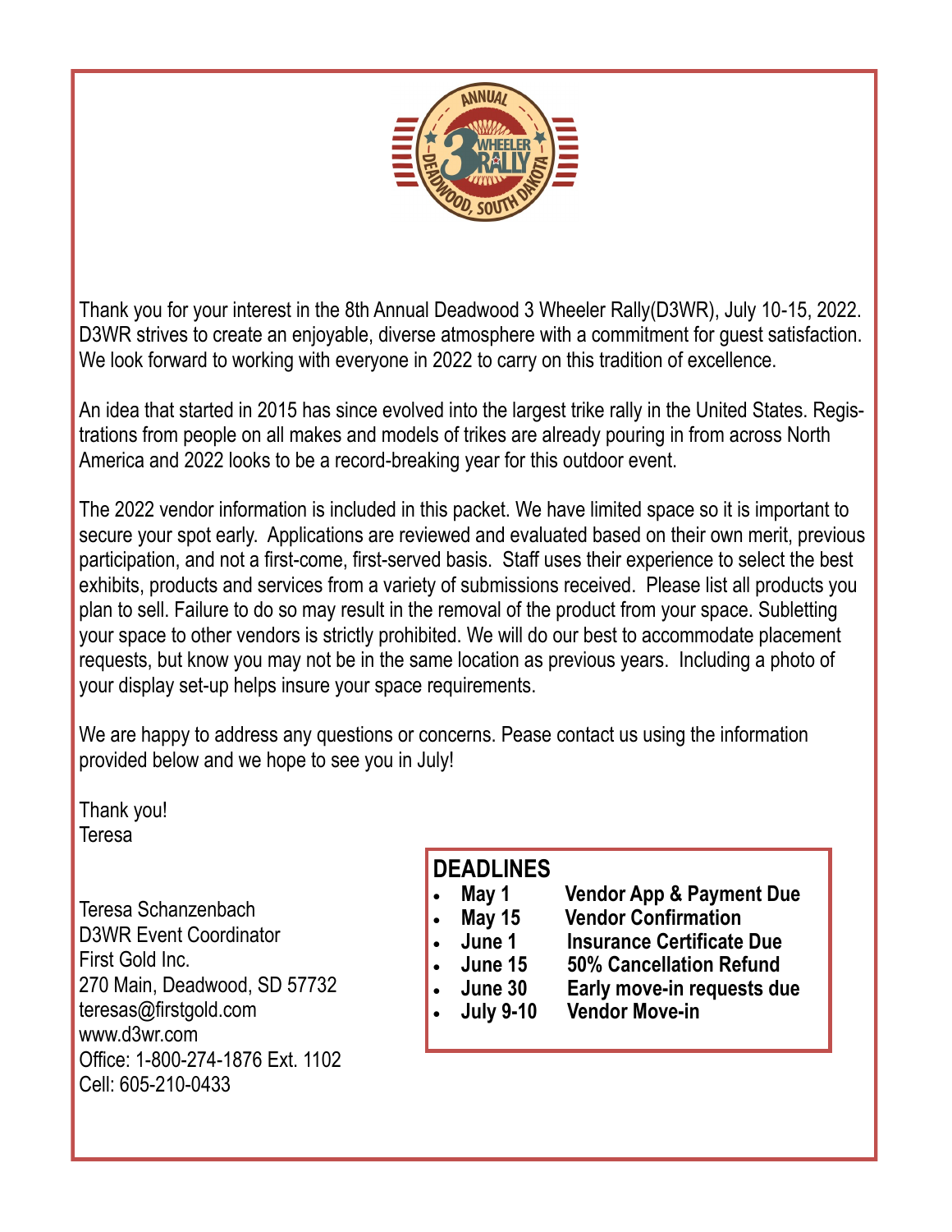Thank you for your interest in the 8th Annual Deadwood 3 Wheeler Rally(D3WR), July 10-15, 2022. D3WR strives to create an enjoyable, diverse atmosphere with a commitment for guest satisfaction. We look forward to working with everyone in 2022 to carry on this tradition of excellence.

An idea that started in 2015 has since evolved into the largest trike rally in the United States. Registrations from people on all makes and models of trikes are already pouring in from across North America and 2022 looks to be a record-breaking year for this outdoor event.

The 2022 vendor information is included in this packet. We have limited space so it is important to secure your spot early. Applications are reviewed and evaluated based on their own merit, previous participation, and not a first-come, first-served basis. Staff uses their experience to select the best exhibits, products and services from a variety of submissions received. Please list all products you plan to sell. Failure to do so may result in the removal of the product from your space. Subletting your space to other vendors is strictly prohibited. We will do our best to accommodate placement requests, but know you may not be in the same location as previous years. Including a photo of your display set-up helps insure your space requirements.

We are happy to address any questions or concerns. Pease contact us using the information provided below and we hope to see you in July!

Thank you!
Teresa

Teresa Schanzenbach
D3WR Event Coordinator
First Gold Inc.
270 Main, Deadwood, SD 57732
teresas@firstgold.com
www.d3wr.com
Office: 1-800-274-1876 Ext. 1102
Cell: 605-210-0433

## DEADLINES

- **May 1** **Vendor App & Payment Due**
- **May 15** **Vendor Confirmation**
- **June 1** **Insurance Certificate Due**
- **June 15** **50% Cancellation Refund**
- **June 30** **Early move-in requests due**
- **July 9-10** **Vendor Move-in**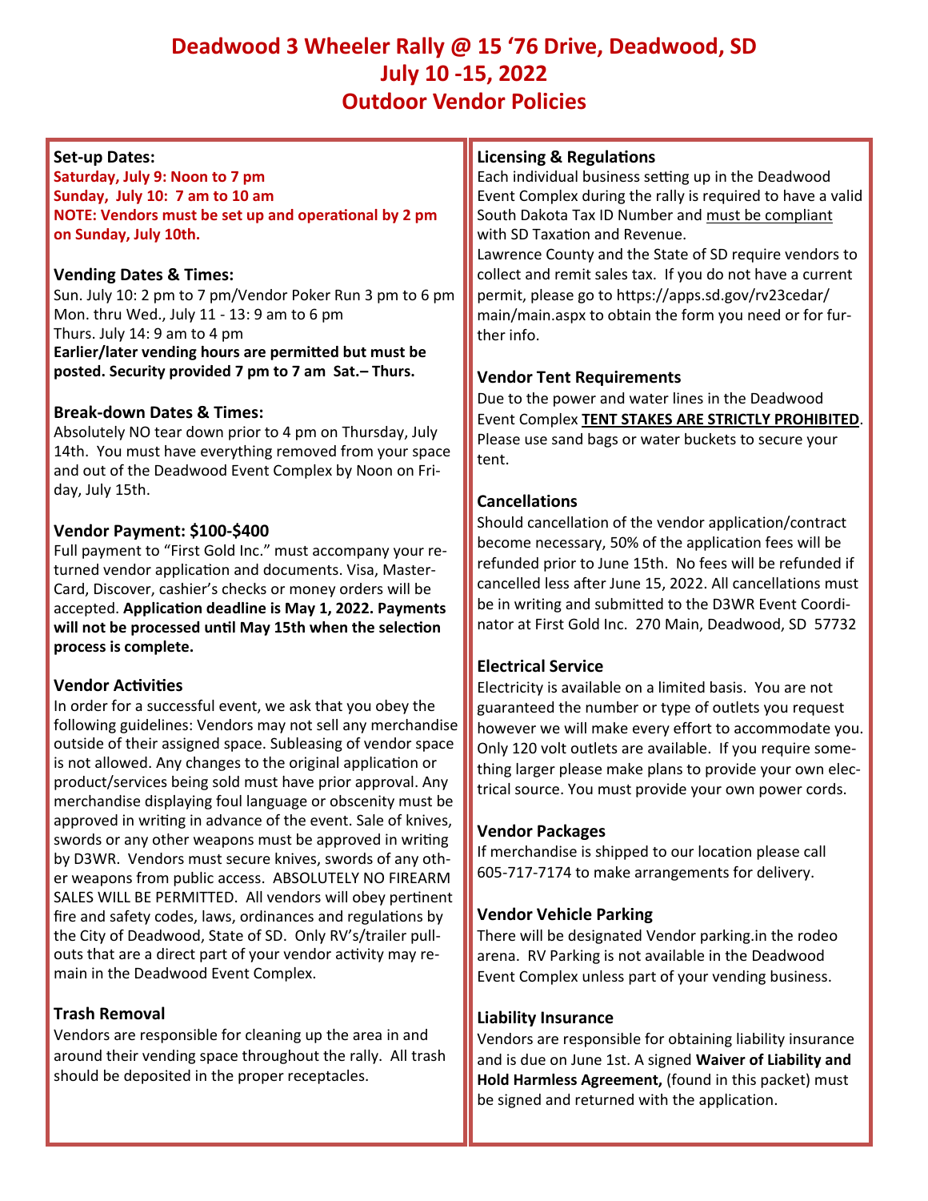# Deadwood 3 Wheeler Rally @ 15 '76 Drive, Deadwood, SD
## July 10 -15, 2022
## Outdoor Vendor Policies

### Set-up Dates:

**Saturday, July 9: Noon to 7 pm**
**Sunday, July 10: 7 am to 10 am**
**NOTE: Vendors must be set up and operational by 2 pm on Sunday, July 10th.**

### Vending Dates & Times:

Sun. July 10: 2 pm to 7 pm/Vendor Poker Run 3 pm to 6 pm
Mon. thru Wed., July 11 - 13: 9 am to 6 pm
Thurs. July 14: 9 am to 4 pm
**Earlier/later vending hours are permitted but must be posted. Security provided 7 pm to 7 am Sat.– Thurs.**

### Break-down Dates & Times:

Absolutely NO tear down prior to 4 pm on Thursday, July 14th. You must have everything removed from your space and out of the Deadwood Event Complex by Noon on Friday, July 15th.

### Vendor Payment: $100-$400

Full payment to "First Gold Inc." must accompany your returned vendor application and documents. Visa, MasterCard, Discover, cashier's checks or money orders will be accepted. **Application deadline is May 1, 2022. Payments will not be processed until May 15th when the selection process is complete.**

### Vendor Activities

In order for a successful event, we ask that you obey the following guidelines: Vendors may not sell any merchandise outside of their assigned space. Subleasing of vendor space is not allowed. Any changes to the original application or product/services being sold must have prior approval. Any merchandise displaying foul language or obscenity must be approved in writing in advance of the event. Sale of knives, swords or any other weapons must be approved in writing by D3WR. Vendors must secure knives, swords of any other weapons from public access. ABSOLUTELY NO FIREARM SALES WILL BE PERMITTED. All vendors will obey pertinent fire and safety codes, laws, ordinances and regulations by the City of Deadwood, State of SD. Only RV's/trailer pullouts that are a direct part of your vendor activity may remain in the Deadwood Event Complex.

### Trash Removal

Vendors are responsible for cleaning up the area in and around their vending space throughout the rally. All trash should be deposited in the proper receptacles.

### Licensing & Regulations

Each individual business setting up in the Deadwood Event Complex during the rally is required to have a valid South Dakota Tax ID Number and <u>must be compliant</u> with SD Taxation and Revenue.
Lawrence County and the State of SD require vendors to collect and remit sales tax. If you do not have a current permit, please go to https://apps.sd.gov/rv23cedar/main/main.aspx to obtain the form you need or for further info.

### Vendor Tent Requirements

Due to the power and water lines in the Deadwood Event Complex **<u>TENT STAKES ARE STRICTLY PROHIBITED</u>**. Please use sand bags or water buckets to secure your tent.

### Cancellations

Should cancellation of the vendor application/contract become necessary, 50% of the application fees will be refunded prior to June 15th. No fees will be refunded if cancelled less after June 15, 2022. All cancellations must be in writing and submitted to the D3WR Event Coordinator at First Gold Inc. 270 Main, Deadwood, SD 57732

### Electrical Service

Electricity is available on a limited basis. You are not guaranteed the number or type of outlets you request however we will make every effort to accommodate you. Only 120 volt outlets are available. If you require something larger please make plans to provide your own electrical source. You must provide your own power cords.

### Vendor Packages

If merchandise is shipped to our location please call 605-717-7174 to make arrangements for delivery.

### Vendor Vehicle Parking

There will be designated Vendor parking.in the rodeo arena. RV Parking is not available in the Deadwood Event Complex unless part of your vending business.

### Liability Insurance

Vendors are responsible for obtaining liability insurance and is due on June 1st. A signed **Waiver of Liability and Hold Harmless Agreement,** (found in this packet) must be signed and returned with the application.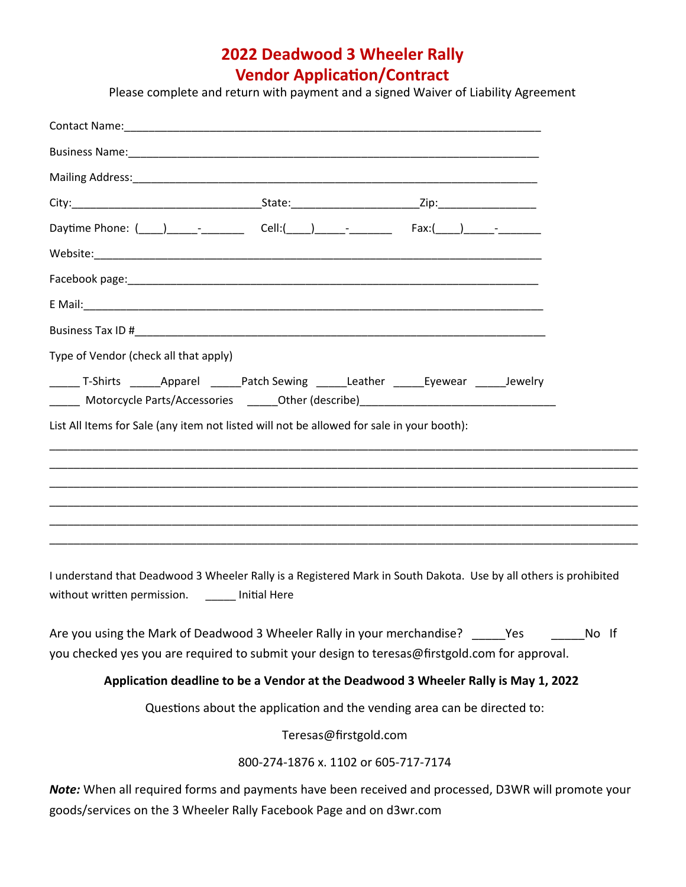# 2022 Deadwood 3 Wheeler Rally
# Vendor Application/Contract

Please complete and return with payment and a signed Waiver of Liability Agreement

Contact Name:______________________________________________________________________

Business Name:_____________________________________________________________________

Mailing Address:___________________________________________________________________

City:_______________________________State:____________________Zip:_______________

Daytime Phone: (____)_____-_______ Cell:(____)_____-_______ Fax:(____)_____-_______

Website:__________________________________________________________________________

Facebook page:_____________________________________________________________________

E Mail:___________________________________________________________________________

Business Tax ID #__________________________________________________________________

Type of Vendor (check all that apply)

_____ T-Shirts _____Apparel _____Patch Sewing _____Leather _____Eyewear _____Jewelry

_____ Motorcycle Parts/Accessories _____Other (describe)________________________________

List All Items for Sale (any item not listed will not be allowed for sale in your booth):

______________________________________________________________________________________________

______________________________________________________________________________________________

______________________________________________________________________________________________

______________________________________________________________________________________________

______________________________________________________________________________________________

______________________________________________________________________________________________

I understand that Deadwood 3 Wheeler Rally is a Registered Mark in South Dakota. Use by all others is prohibited without written permission. _____ Initial Here

Are you using the Mark of Deadwood 3 Wheeler Rally in your merchandise? _____Yes _____No If you checked yes you are required to submit your design to teresas@firstgold.com for approval.

**Application deadline to be a Vendor at the Deadwood 3 Wheeler Rally is May 1, 2022**

Questions about the application and the vending area can be directed to:

Teresas@firstgold.com

800-274-1876 x. 1102 or 605-717-7174

***Note:*** When all required forms and payments have been received and processed, D3WR will promote your goods/services on the 3 Wheeler Rally Facebook Page and on d3wr.com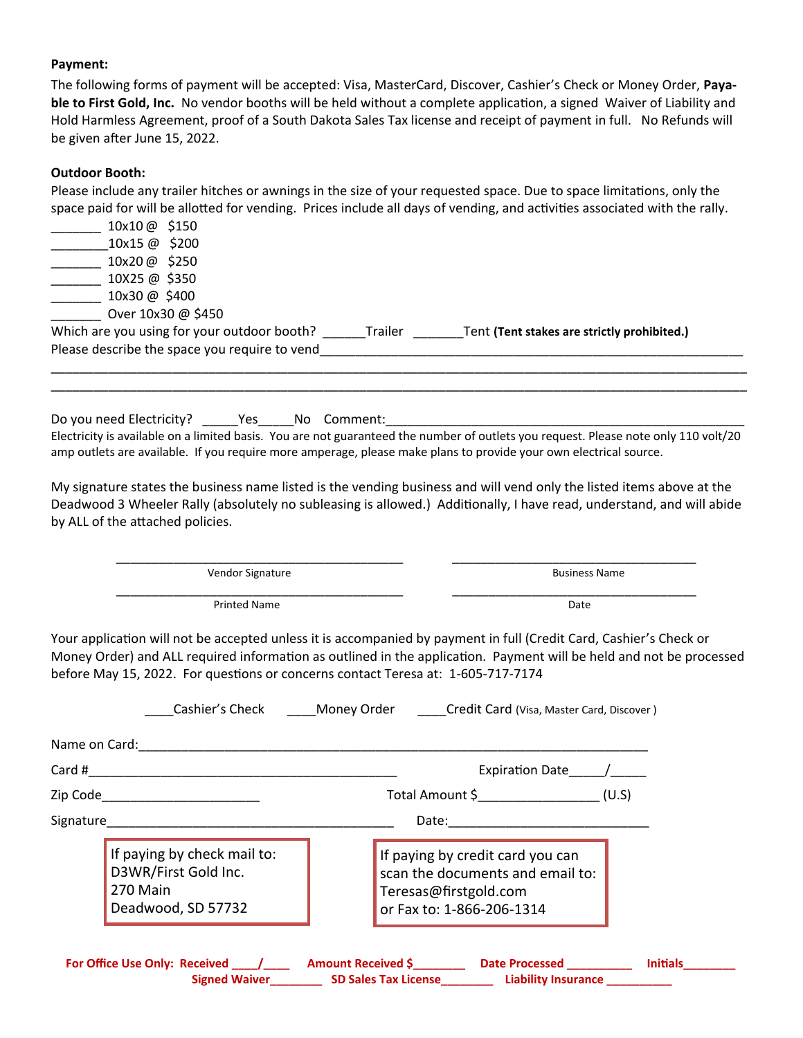**Payment:**

The following forms of payment will be accepted: Visa, MasterCard, Discover, Cashier's Check or Money Order, **Payable to First Gold, Inc.** No vendor booths will be held without a complete application, a signed Waiver of Liability and Hold Harmless Agreement, proof of a South Dakota Sales Tax license and receipt of payment in full. No Refunds will be given after June 15, 2022.

**Outdoor Booth:**

Please include any trailer hitches or awnings in the size of your requested space. Due to space limitations, only the space paid for will be allotted for vending. Prices include all days of vending, and activities associated with the rally.

_______ 10x10 @ $150
_______ 10x15 @ $200
_______ 10x20 @ $250
_______ 10X25 @ $350
_______ 10x30 @ $400
_______ Over 10x30 @ $450

Which are you using for your outdoor booth? ______Trailer _______Tent **(Tent stakes are strictly prohibited.)**

Please describe the space you require to vend_______________________________________________

______________________________________________________________________________

______________________________________________________________________________

Do you need Electricity? _____Yes_____No Comment:_____________________________________

Electricity is available on a limited basis. You are not guaranteed the number of outlets you request. Please note only 110 volt/20 amp outlets are available. If you require more amperage, please make plans to provide your own electrical source.

My signature states the business name listed is the vending business and will vend only the listed items above at the Deadwood 3 Wheeler Rally (absolutely no subleasing is allowed.) Additionally, I have read, understand, and will abide by ALL of the attached policies.

| ___________________________ | ___________________________ |
|---|---|
| Vendor Signature | Business Name |
| ___________________________ | ___________________________ |
| Printed Name | Date |

Your application will not be accepted unless it is accompanied by payment in full (Credit Card, Cashier's Check or Money Order) and ALL required information as outlined in the application. Payment will be held and not be processed before May 15, 2022. For questions or concerns contact Teresa at: 1-605-717-7174

____Cashier's Check ____Money Order ____Credit Card (Visa, Master Card, Discover )

Name on Card:___________________________________________________________

Card #____________________________________ Expiration Date_____/_____

Zip Code_____________________ Total Amount $________________ (U.S)

Signature_____________________________________ Date:___________________________

If paying by check mail to:
D3WR/First Gold Inc.
270 Main
Deadwood, SD 57732

If paying by credit card you can scan the documents and email to:
Teresas@firstgold.com
or Fax to: 1-866-206-1314

**For Office Use Only: Received ____/____ Amount Received $________ Date Processed __________ Initials________**
**Signed Waiver________ SD Sales Tax License________ Liability Insurance __________**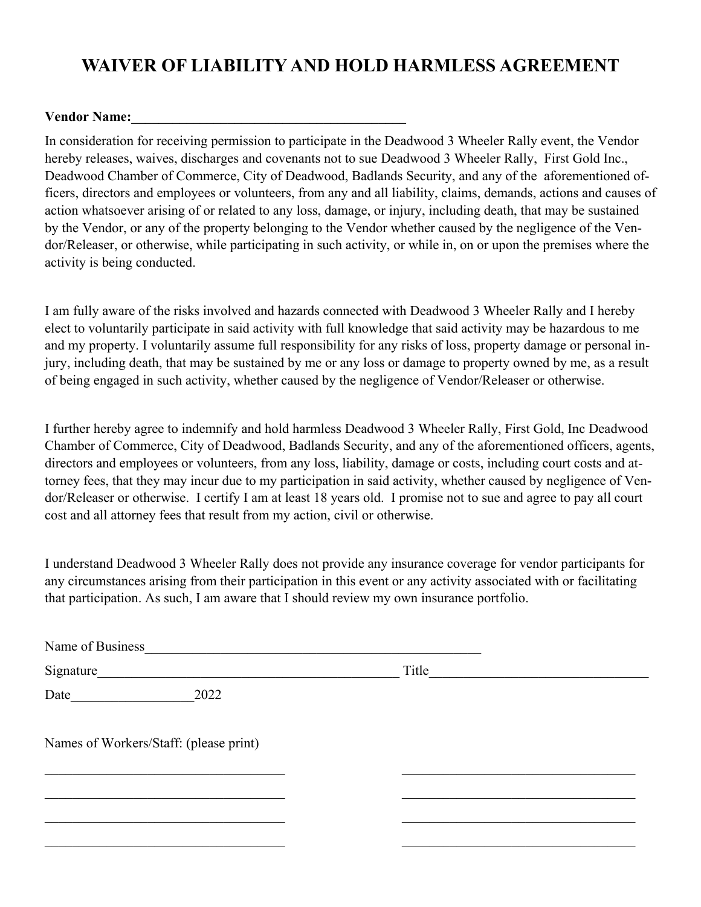# WAIVER OF LIABILITY AND HOLD HARMLESS AGREEMENT

**Vendor Name:________________________________________**

In consideration for receiving permission to participate in the Deadwood 3 Wheeler Rally event, the Vendor hereby releases, waives, discharges and covenants not to sue Deadwood 3 Wheeler Rally, First Gold Inc., Deadwood Chamber of Commerce, City of Deadwood, Badlands Security, and any of the aforementioned officers, directors and employees or volunteers, from any and all liability, claims, demands, actions and causes of action whatsoever arising of or related to any loss, damage, or injury, including death, that may be sustained by the Vendor, or any of the property belonging to the Vendor whether caused by the negligence of the Vendor/Releaser, or otherwise, while participating in such activity, or while in, on or upon the premises where the activity is being conducted.

I am fully aware of the risks involved and hazards connected with Deadwood 3 Wheeler Rally and I hereby elect to voluntarily participate in said activity with full knowledge that said activity may be hazardous to me and my property. I voluntarily assume full responsibility for any risks of loss, property damage or personal injury, including death, that may be sustained by me or any loss or damage to property owned by me, as a result of being engaged in such activity, whether caused by the negligence of Vendor/Releaser or otherwise.

I further hereby agree to indemnify and hold harmless Deadwood 3 Wheeler Rally, First Gold, Inc Deadwood Chamber of Commerce, City of Deadwood, Badlands Security, and any of the aforementioned officers, agents, directors and employees or volunteers, from any loss, liability, damage or costs, including court costs and attorney fees, that they may incur due to my participation in said activity, whether caused by negligence of Vendor/Releaser or otherwise. I certify I am at least 18 years old. I promise not to sue and agree to pay all court cost and all attorney fees that result from my action, civil or otherwise.

I understand Deadwood 3 Wheeler Rally does not provide any insurance coverage for vendor participants for any circumstances arising from their participation in this event or any activity associated with or facilitating that participation. As such, I am aware that I should review my own insurance portfolio.

Name of Business____________________________________________________

Signature_____________________________________________ Title_________________________________

Date__________________2022

Names of Workers/Staff: (please print)

____________________________________ ____________________________________

____________________________________ ____________________________________

____________________________________ ____________________________________

____________________________________ ____________________________________